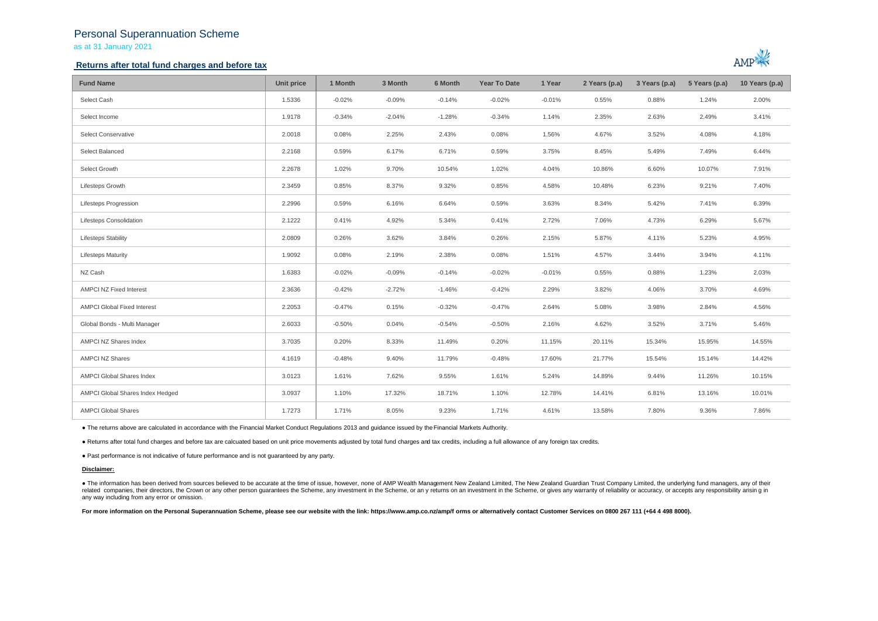# Personal Superannuation Scheme

as at 31 January 2021

## Returns after total fund charges and before tax

| Fund Name | Unit price | 1 Month | 3 Month | 6 Month | Year To Date | 1 Year | 2 Years (p.a) | 3 Years (p.a) | 5 Years (p.a) | 10 Years (p.a) |
|---|---|---|---|---|---|---|---|---|---|---|
| Select Cash | 1.5336 | -0.02% | -0.09% | -0.14% | -0.02% | -0.01% | 0.55% | 0.88% | 1.24% | 2.00% |
| Select Income | 1.9178 | -0.34% | -2.04% | -1.28% | -0.34% | 1.14% | 2.35% | 2.63% | 2.49% | 3.41% |
| Select Conservative | 2.0018 | 0.08% | 2.25% | 2.43% | 0.08% | 1.56% | 4.67% | 3.52% | 4.08% | 4.18% |
| Select Balanced | 2.2168 | 0.59% | 6.17% | 6.71% | 0.59% | 3.75% | 8.45% | 5.49% | 7.49% | 6.44% |
| Select Growth | 2.2678 | 1.02% | 9.70% | 10.54% | 1.02% | 4.04% | 10.86% | 6.60% | 10.07% | 7.91% |
| Lifesteps Growth | 2.3459 | 0.85% | 8.37% | 9.32% | 0.85% | 4.58% | 10.48% | 6.23% | 9.21% | 7.40% |
| Lifesteps Progression | 2.2996 | 0.59% | 6.16% | 6.64% | 0.59% | 3.63% | 8.34% | 5.42% | 7.41% | 6.39% |
| Lifesteps Consolidation | 2.1222 | 0.41% | 4.92% | 5.34% | 0.41% | 2.72% | 7.06% | 4.73% | 6.29% | 5.67% |
| Lifesteps Stability | 2.0809 | 0.26% | 3.62% | 3.84% | 0.26% | 2.15% | 5.87% | 4.11% | 5.23% | 4.95% |
| Lifesteps Maturity | 1.9092 | 0.08% | 2.19% | 2.38% | 0.08% | 1.51% | 4.57% | 3.44% | 3.94% | 4.11% |
| NZ Cash | 1.6383 | -0.02% | -0.09% | -0.14% | -0.02% | -0.01% | 0.55% | 0.88% | 1.23% | 2.03% |
| AMPCI NZ Fixed Interest | 2.3636 | -0.42% | -2.72% | -1.46% | -0.42% | 2.29% | 3.82% | 4.06% | 3.70% | 4.69% |
| AMPCI Global Fixed Interest | 2.2053 | -0.47% | 0.15% | -0.32% | -0.47% | 2.64% | 5.08% | 3.98% | 2.84% | 4.56% |
| Global Bonds - Multi Manager | 2.6033 | -0.50% | 0.04% | -0.54% | -0.50% | 2.16% | 4.62% | 3.52% | 3.71% | 5.46% |
| AMPCI NZ Shares Index | 3.7035 | 0.20% | 8.33% | 11.49% | 0.20% | 11.15% | 20.11% | 15.34% | 15.95% | 14.55% |
| AMPCI NZ Shares | 4.1619 | -0.48% | 9.40% | 11.79% | -0.48% | 17.60% | 21.77% | 15.54% | 15.14% | 14.42% |
| AMPCI Global Shares Index | 3.0123 | 1.61% | 7.62% | 9.55% | 1.61% | 5.24% | 14.89% | 9.44% | 11.26% | 10.15% |
| AMPCI Global Shares Index Hedged | 3.0937 | 1.10% | 17.32% | 18.71% | 1.10% | 12.78% | 14.41% | 6.81% | 13.16% | 10.01% |
| AMPCI Global Shares | 1.7273 | 1.71% | 8.05% | 9.23% | 1.71% | 4.61% | 13.58% | 7.80% | 9.36% | 7.86% |

- The returns above are calculated in accordance with the Financial Market Conduct Regulations 2013 and guidance issued by the Financial Markets Authority.

- Returns after total fund charges and before tax are calcuated based on unit price movements adjusted by total fund charges and tax credits, including a full allowance of any foreign tax credits.

- Past performance is not indicative of future performance and is not guaranteed by any party.

**Disclaimer:**

- The information has been derived from sources believed to be accurate at the time of issue, however, none of AMP Wealth Management New Zealand Limited, The New Zealand Guardian Trust Company Limited, the underlying fund managers, any of their related companies, their directors, the Crown or any other person guarantees the Scheme, any investment in the Scheme, or an y returns on an investment in the Scheme, or gives any warranty of reliability or accuracy, or accepts any responsibility arisin g in any way including from any error or omission.

**For more information on the Personal Superannuation Scheme, please see our website with the link: https://www.amp.co.nz/amp/f orms or alternatively contact Customer Services on 0800 267 111 (+64 4 498 8000).**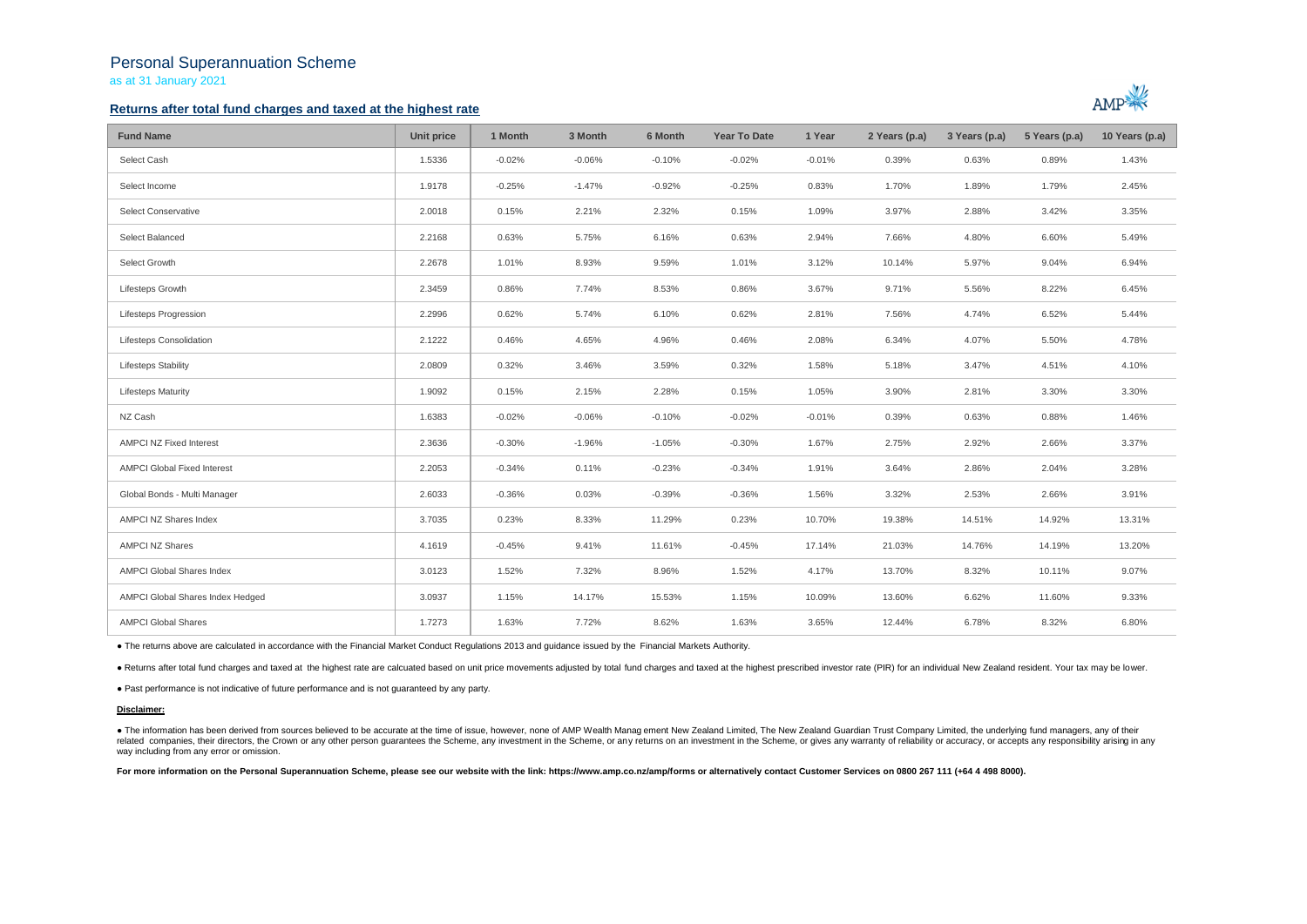# Personal Superannuation Scheme

as at 31 January 2021

## Returns after total fund charges and taxed at the highest rate

| Fund Name | Unit price | 1 Month | 3 Month | 6 Month | Year To Date | 1 Year | 2 Years (p.a) | 3 Years (p.a) | 5 Years (p.a) | 10 Years (p.a) |
|---|---|---|---|---|---|---|---|---|---|---|
| Select Cash | 1.5336 | -0.02% | -0.06% | -0.10% | -0.02% | -0.01% | 0.39% | 0.63% | 0.89% | 1.43% |
| Select Income | 1.9178 | -0.25% | -1.47% | -0.92% | -0.25% | 0.83% | 1.70% | 1.89% | 1.79% | 2.45% |
| Select Conservative | 2.0018 | 0.15% | 2.21% | 2.32% | 0.15% | 1.09% | 3.97% | 2.88% | 3.42% | 3.35% |
| Select Balanced | 2.2168 | 0.63% | 5.75% | 6.16% | 0.63% | 2.94% | 7.66% | 4.80% | 6.60% | 5.49% |
| Select Growth | 2.2678 | 1.01% | 8.93% | 9.59% | 1.01% | 3.12% | 10.14% | 5.97% | 9.04% | 6.94% |
| Lifesteps Growth | 2.3459 | 0.86% | 7.74% | 8.53% | 0.86% | 3.67% | 9.71% | 5.56% | 8.22% | 6.45% |
| Lifesteps Progression | 2.2996 | 0.62% | 5.74% | 6.10% | 0.62% | 2.81% | 7.56% | 4.74% | 6.52% | 5.44% |
| Lifesteps Consolidation | 2.1222 | 0.46% | 4.65% | 4.96% | 0.46% | 2.08% | 6.34% | 4.07% | 5.50% | 4.78% |
| Lifesteps Stability | 2.0809 | 0.32% | 3.46% | 3.59% | 0.32% | 1.58% | 5.18% | 3.47% | 4.51% | 4.10% |
| Lifesteps Maturity | 1.9092 | 0.15% | 2.15% | 2.28% | 0.15% | 1.05% | 3.90% | 2.81% | 3.30% | 3.30% |
| NZ Cash | 1.6383 | -0.02% | -0.06% | -0.10% | -0.02% | -0.01% | 0.39% | 0.63% | 0.88% | 1.46% |
| AMPCI NZ Fixed Interest | 2.3636 | -0.30% | -1.96% | -1.05% | -0.30% | 1.67% | 2.75% | 2.92% | 2.66% | 3.37% |
| AMPCI Global Fixed Interest | 2.2053 | -0.34% | 0.11% | -0.23% | -0.34% | 1.91% | 3.64% | 2.86% | 2.04% | 3.28% |
| Global Bonds - Multi Manager | 2.6033 | -0.36% | 0.03% | -0.39% | -0.36% | 1.56% | 3.32% | 2.53% | 2.66% | 3.91% |
| AMPCI NZ Shares Index | 3.7035 | 0.23% | 8.33% | 11.29% | 0.23% | 10.70% | 19.38% | 14.51% | 14.92% | 13.31% |
| AMPCI NZ Shares | 4.1619 | -0.45% | 9.41% | 11.61% | -0.45% | 17.14% | 21.03% | 14.76% | 14.19% | 13.20% |
| AMPCI Global Shares Index | 3.0123 | 1.52% | 7.32% | 8.96% | 1.52% | 4.17% | 13.70% | 8.32% | 10.11% | 9.07% |
| AMPCI Global Shares Index Hedged | 3.0937 | 1.15% | 14.17% | 15.53% | 1.15% | 10.09% | 13.60% | 6.62% | 11.60% | 9.33% |
| AMPCI Global Shares | 1.7273 | 1.63% | 7.72% | 8.62% | 1.63% | 3.65% | 12.44% | 6.78% | 8.32% | 6.80% |

● The returns above are calculated in accordance with the Financial Market Conduct Regulations 2013 and guidance issued by the Financial Markets Authority.

● Returns after total fund charges and taxed at the highest rate are calcuated based on unit price movements adjusted by total fund charges and taxed at the highest prescribed investor rate (PIR) for an individual New Zealand resident. Your tax may be lower.

● Past performance is not indicative of future performance and is not guaranteed by any party.

**Disclaimer:**

● The information has been derived from sources believed to be accurate at the time of issue, however, none of AMP Wealth Management New Zealand Limited, The New Zealand Guardian Trust Company Limited, the underlying fund managers, any of their related companies, their directors, the Crown or any other person guarantees the Scheme, any investment in the Scheme, or any returns on an investment in the Scheme, or gives any warranty of reliability or accuracy, or accepts any responsibility arising in any way including from any error or omission.

**For more information on the Personal Superannuation Scheme, please see our website with the link: https://www.amp.co.nz/amp/forms or alternatively contact Customer Services on 0800 267 111 (+64 4 498 8000).**